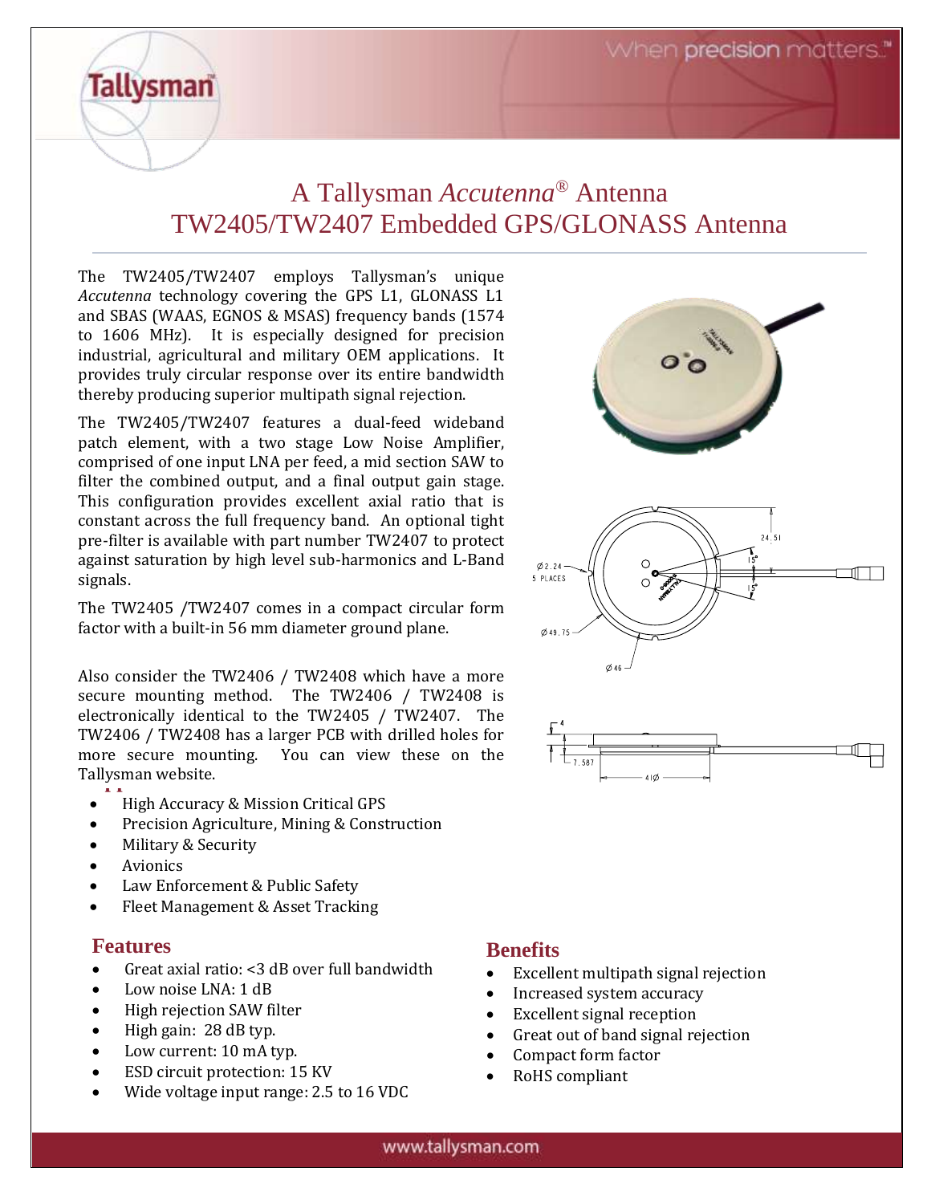# A Tallysman *Accutenna*® Antenna
# TW2405/TW2407 Embedded GPS/GLONASS Antenna

The TW2405/TW2407 employs Tallysman's unique *Accutenna* technology covering the GPS L1, GLONASS L1 and SBAS (WAAS, EGNOS & MSAS) frequency bands (1574 to 1606 MHz). It is especially designed for precision industrial, agricultural and military OEM applications. It provides truly circular response over its entire bandwidth thereby producing superior multipath signal rejection.

The TW2405/TW2407 features a dual-feed wideband patch element, with a two stage Low Noise Amplifier, comprised of one input LNA per feed, a mid section SAW to filter the combined output, and a final output gain stage. This configuration provides excellent axial ratio that is constant across the full frequency band. An optional tight pre-filter is available with part number TW2407 to protect against saturation by high level sub-harmonics and L-Band signals.

The TW2405 /TW2407 comes in a compact circular form factor with a built-in 56 mm diameter ground plane.

Also consider the TW2406 / TW2408 which have a more secure mounting method. The TW2406 / TW2408 is electronically identical to the TW2405 / TW2407. The TW2406 / TW2408 has a larger PCB with drilled holes for more secure mounting. You can view these on the Tallysman website.

- High Accuracy & Mission Critical GPS
- Precision Agriculture, Mining & Construction
- Military & Security
- Avionics
- Law Enforcement & Public Safety
- Fleet Management & Asset Tracking

## Features

- Great axial ratio: <3 dB over full bandwidth
- Low noise LNA: 1 dB
- High rejection SAW filter
- High gain: 28 dB typ.
- Low current: 10 mA typ.
- ESD circuit protection: 15 KV
- Wide voltage input range: 2.5 to 16 VDC

## Benefits

- Excellent multipath signal rejection
- Increased system accuracy
- Excellent signal reception
- Great out of band signal rejection
- Compact form factor
- RoHS compliant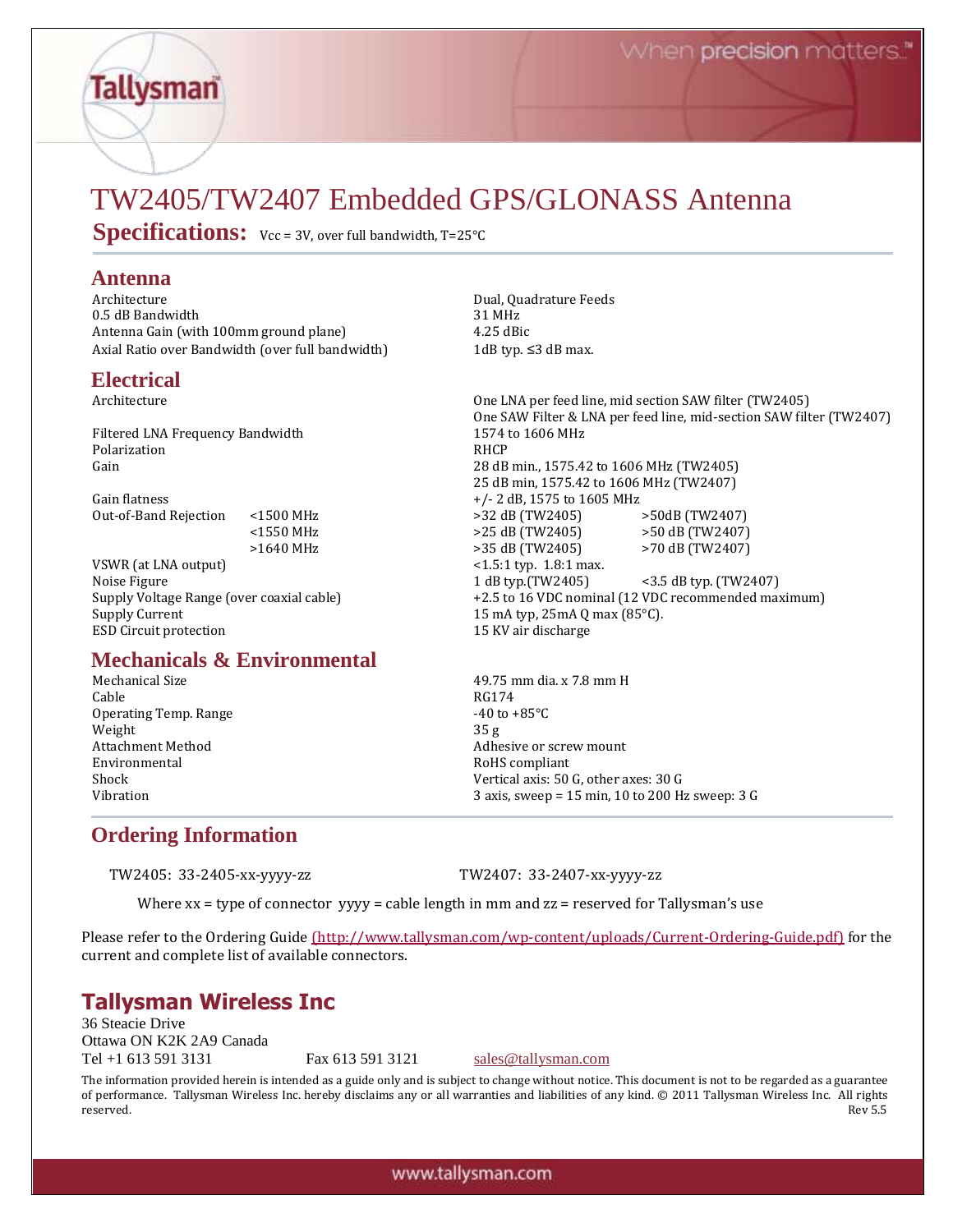# TW2405/TW2407 Embedded GPS/GLONASS Antenna

**Specifications:** Vcc = 3V, over full bandwidth, T=25°C

## Antenna

| | |
|---|---|
| Architecture | Dual, Quadrature Feeds |
| 0.5 dB Bandwidth | 31 MHz |
| Antenna Gain (with 100mm ground plane) | 4.25 dBic |
| Axial Ratio over Bandwidth (over full bandwidth) | 1dB typ. ≤3 dB max. |

## Electrical

| | | | |
|---|---|---|---|
| Architecture | | One LNA per feed line, mid section SAW filter (TW2405)<br>One SAW Filter & LNA per feed line, mid-section SAW filter (TW2407) | |
| Filtered LNA Frequency Bandwidth | | 1574 to 1606 MHz | |
| Polarization | | RHCP | |
| Gain | | 28 dB min., 1575.42 to 1606 MHz (TW2405)<br>25 dB min, 1575.42 to 1606 MHz (TW2407) | |
| Gain flatness | | +/- 2 dB, 1575 to 1605 MHz | |
| Out-of-Band Rejection | <1500 MHz | >32 dB (TW2405) | >50dB (TW2407) |
| | <1550 MHz | >25 dB (TW2405) | >50 dB (TW2407) |
| | >1640 MHz | >35 dB (TW2405) | >70 dB (TW2407) |
| VSWR (at LNA output) | | <1.5:1 typ. 1.8:1 max. | |
| Noise Figure | | 1 dB typ.(TW2405) | <3.5 dB typ. (TW2407) |
| Supply Voltage Range (over coaxial cable) | | +2.5 to 16 VDC nominal (12 VDC recommended maximum) | |
| Supply Current | | 15 mA typ, 25mA Q max (85°C). | |
| ESD Circuit protection | | 15 KV air discharge | |

## Mechanicals & Environmental

| | |
|---|---|
| Mechanical Size | 49.75 mm dia. x 7.8 mm H |
| Cable | RG174 |
| Operating Temp. Range | -40 to +85°C |
| Weight | 35 g |
| Attachment Method | Adhesive or screw mount |
| Environmental | RoHS compliant |
| Shock | Vertical axis: 50 G, other axes: 30 G |
| Vibration | 3 axis, sweep = 15 min, 10 to 200 Hz sweep: 3 G |

## Ordering Information

TW2405: 33-2405-xx-yyyy-zz TW2407: 33-2407-xx-yyyy-zz

Where xx = type of connector yyyy = cable length in mm and zz = reserved for Tallysman's use

Please refer to the Ordering Guide (http://www.tallysman.com/wp-content/uploads/Current-Ordering-Guide.pdf) for the current and complete list of available connectors.

## Tallysman Wireless Inc

36 Steacie Drive
Ottawa ON K2K 2A9 Canada
Tel +1 613 591 3131 Fax 613 591 3121 sales@tallysman.com

The information provided herein is intended as a guide only and is subject to change without notice. This document is not to be regarded as a guarantee of performance. Tallysman Wireless Inc. hereby disclaims any or all warranties and liabilities of any kind. © 2011 Tallysman Wireless Inc. All rights reserved. Rev 5.5